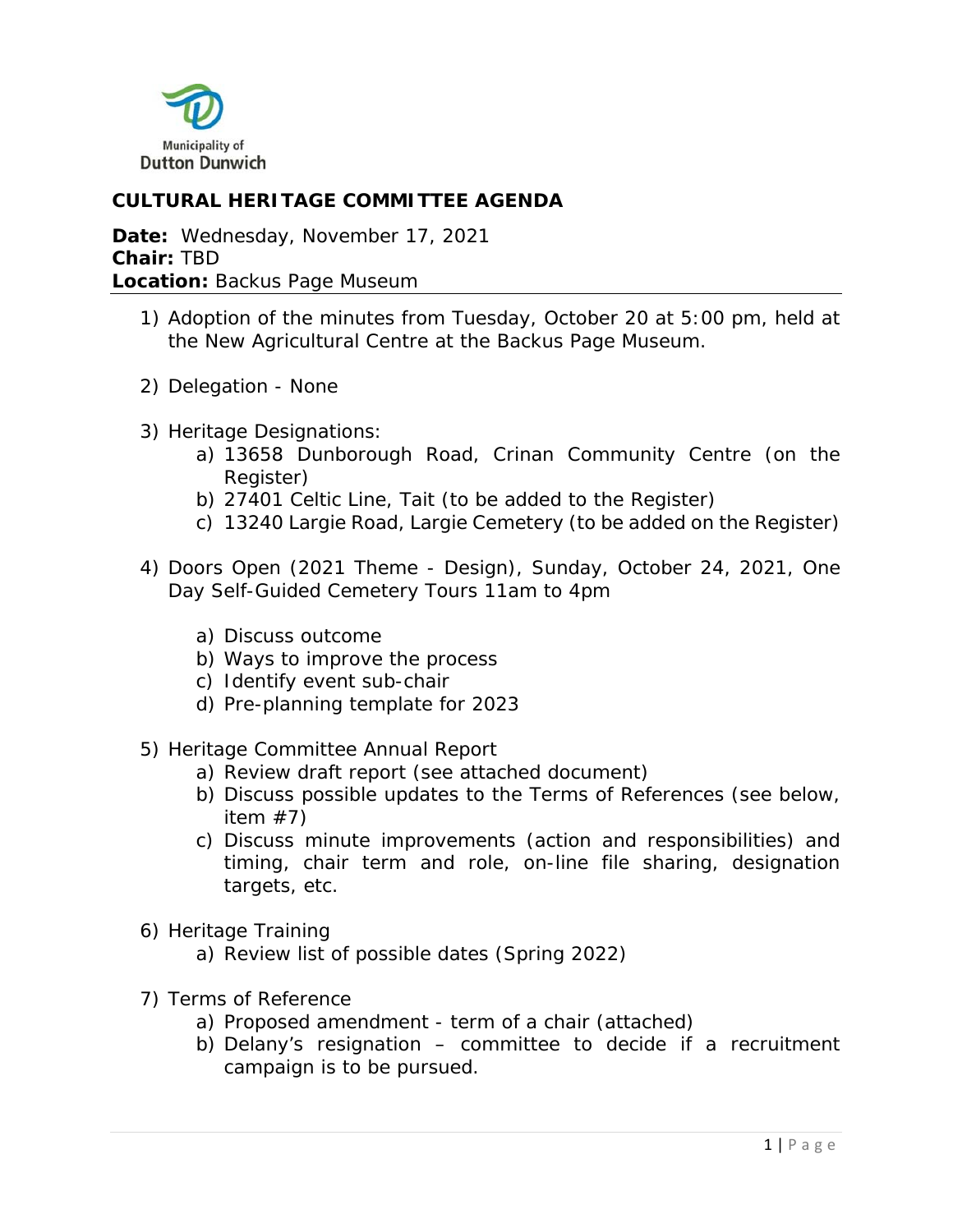Municipality of
Dutton Dunwich

# CULTURAL HERITAGE COMMITTEE AGENDA

**Date:** Wednesday, November 17, 2021
**Chair:** TBD
**Location:** Backus Page Museum

1) Adoption of the minutes from Tuesday, October 20 at 5:00 pm, held at the New Agricultural Centre at the Backus Page Museum.

2) Delegation - None

3) Heritage Designations:
   a) 13658 Dunborough Road, Crinan Community Centre (on the Register)
   b) 27401 Celtic Line, Tait (to be added to the Register)
   c) 13240 Largie Road, Largie Cemetery (to be added on the Register)

4) Doors Open (2021 Theme - Design), Sunday, October 24, 2021, One Day Self-Guided Cemetery Tours 11am to 4pm

   a) Discuss outcome
   b) Ways to improve the process
   c) Identify event sub-chair
   d) Pre-planning template for 2023

5) Heritage Committee Annual Report
   a) Review draft report (see attached document)
   b) Discuss possible updates to the Terms of References (see below, item #7)
   c) Discuss minute improvements (action and responsibilities) and timing, chair term and role, on-line file sharing, designation targets, etc.

6) Heritage Training
   a) Review list of possible dates (Spring 2022)

7) Terms of Reference
   a) Proposed amendment - term of a chair (attached)
   b) Delany's resignation – committee to decide if a recruitment campaign is to be pursued.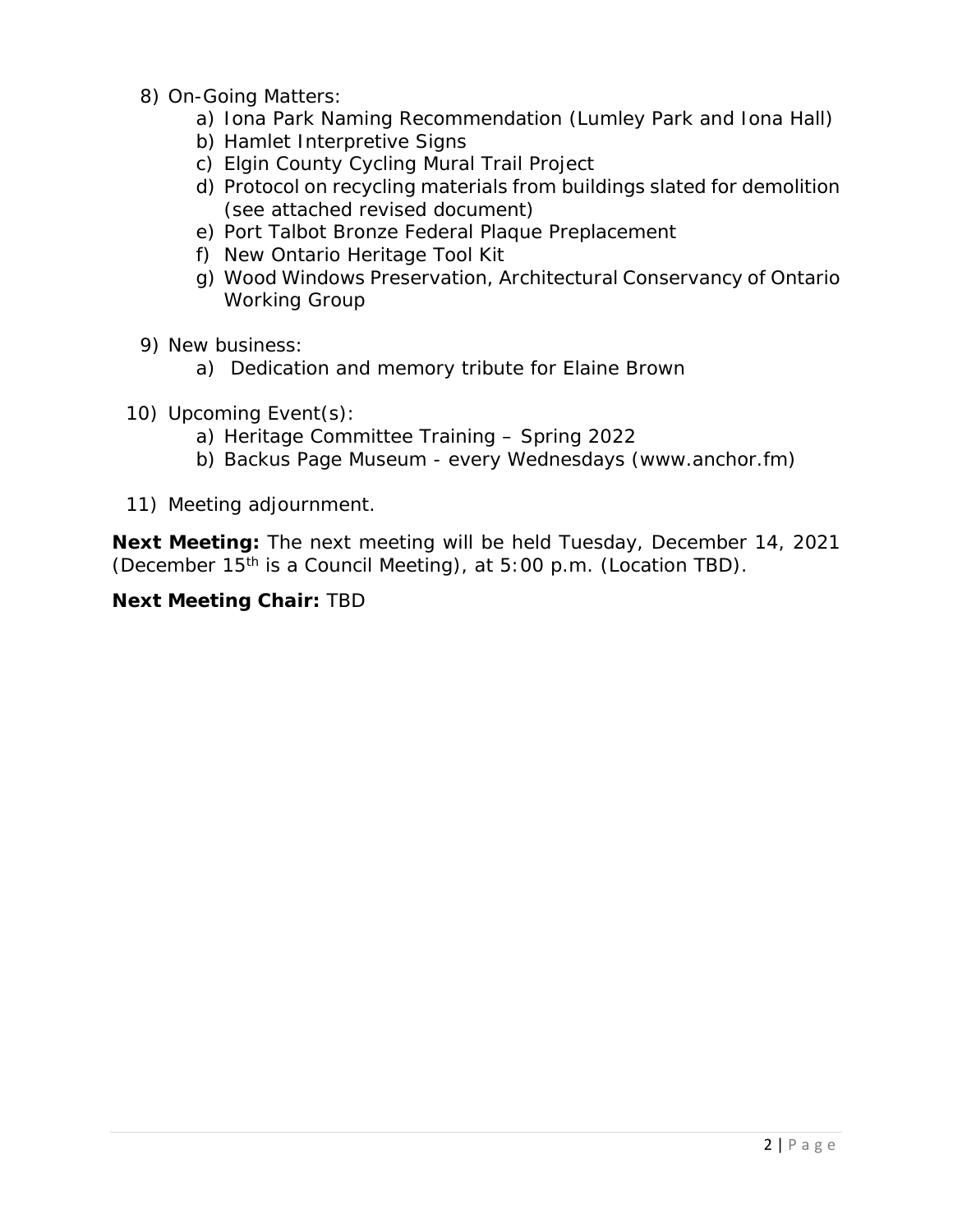8) On-Going Matters:
    a) Iona Park Naming Recommendation (Lumley Park and Iona Hall)
    b) Hamlet Interpretive Signs
    c) Elgin County Cycling Mural Trail Project
    d) Protocol on recycling materials from buildings slated for demolition (see attached revised document)
    e) Port Talbot Bronze Federal Plaque Preplacement
    f) New Ontario Heritage Tool Kit
    g) Wood Windows Preservation, Architectural Conservancy of Ontario Working Group

9) New business:
    a) Dedication and memory tribute for Elaine Brown

10) Upcoming Event(s):
    a) Heritage Committee Training – Spring 2022
    b) Backus Page Museum - every Wednesdays (www.anchor.fm)

11) Meeting adjournment.

**Next Meeting:** The next meeting will be held Tuesday, December 14, 2021 (December 15th is a Council Meeting), at 5:00 p.m. (Location TBD).

**Next Meeting Chair:** TBD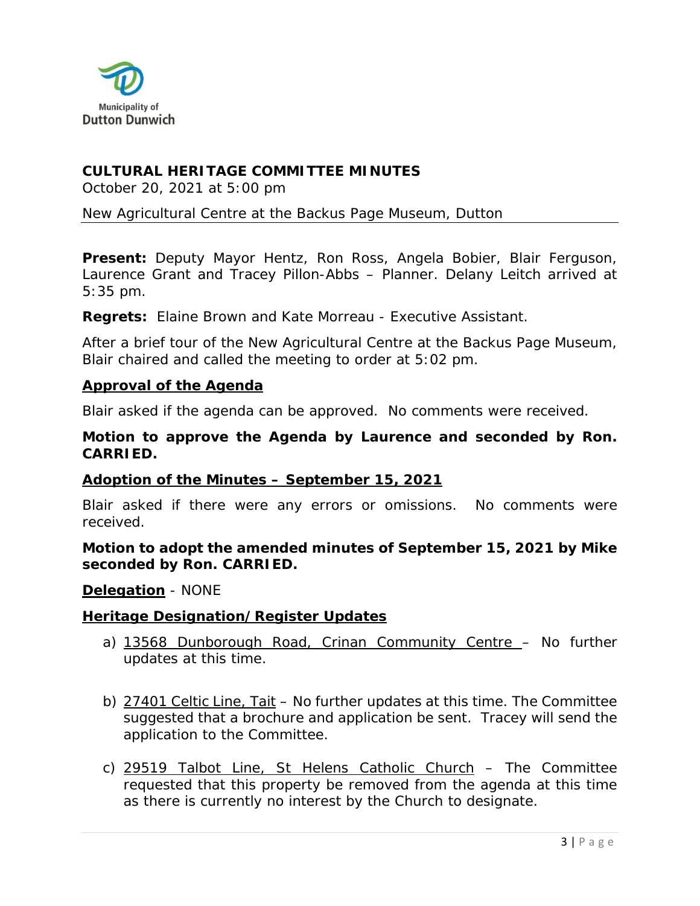# CULTURAL HERITAGE COMMITTEE MINUTES

October 20, 2021 at 5:00 pm

New Agricultural Centre at the Backus Page Museum, Dutton

**Present:** Deputy Mayor Hentz, Ron Ross, Angela Bobier, Blair Ferguson, Laurence Grant and Tracey Pillon-Abbs – Planner. Delany Leitch arrived at 5:35 pm.

**Regrets:** Elaine Brown and Kate Morreau - Executive Assistant.

After a brief tour of the New Agricultural Centre at the Backus Page Museum, Blair chaired and called the meeting to order at 5:02 pm.

## Approval of the Agenda

Blair asked if the agenda can be approved. No comments were received.

**Motion to approve the Agenda by Laurence and seconded by Ron. CARRIED.**

## Adoption of the Minutes – September 15, 2021

Blair asked if there were any errors or omissions. No comments were received.

**Motion to adopt the amended minutes of September 15, 2021 by Mike seconded by Ron. CARRIED.**

## Delegation - NONE

## Heritage Designation/Register Updates

a) 13568 Dunborough Road, Crinan Community Centre – No further updates at this time.

b) 27401 Celtic Line, Tait – No further updates at this time. The Committee suggested that a brochure and application be sent. Tracey will send the application to the Committee.

c) 29519 Talbot Line, St Helens Catholic Church – The Committee requested that this property be removed from the agenda at this time as there is currently no interest by the Church to designate.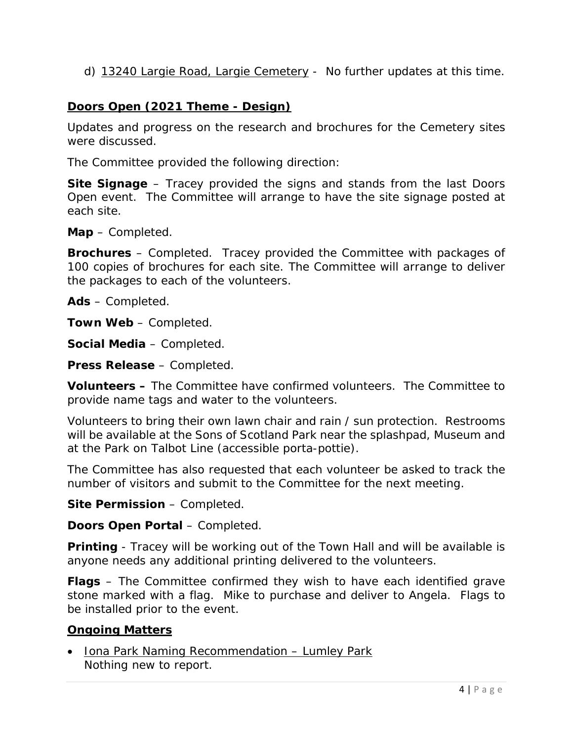d) 13240 Largie Road, Largie Cemetery - No further updates at this time.

## Doors Open (2021 Theme - Design)

Updates and progress on the research and brochures for the Cemetery sites were discussed.

The Committee provided the following direction:

**Site Signage** – Tracey provided the signs and stands from the last Doors Open event. The Committee will arrange to have the site signage posted at each site.

**Map** – Completed.

**Brochures** – Completed. Tracey provided the Committee with packages of 100 copies of brochures for each site. The Committee will arrange to deliver the packages to each of the volunteers.

**Ads** – Completed.

**Town Web** – Completed.

**Social Media** – Completed.

**Press Release** – Completed.

**Volunteers –** The Committee have confirmed volunteers. The Committee to provide name tags and water to the volunteers.

Volunteers to bring their own lawn chair and rain / sun protection. Restrooms will be available at the Sons of Scotland Park near the splashpad, Museum and at the Park on Talbot Line (accessible porta-pottie).

The Committee has also requested that each volunteer be asked to track the number of visitors and submit to the Committee for the next meeting.

**Site Permission** – Completed.

**Doors Open Portal** – Completed.

**Printing** - Tracey will be working out of the Town Hall and will be available is anyone needs any additional printing delivered to the volunteers.

**Flags** – The Committee confirmed they wish to have each identified grave stone marked with a flag. Mike to purchase and deliver to Angela. Flags to be installed prior to the event.

## Ongoing Matters

- Iona Park Naming Recommendation – Lumley Park
  Nothing new to report.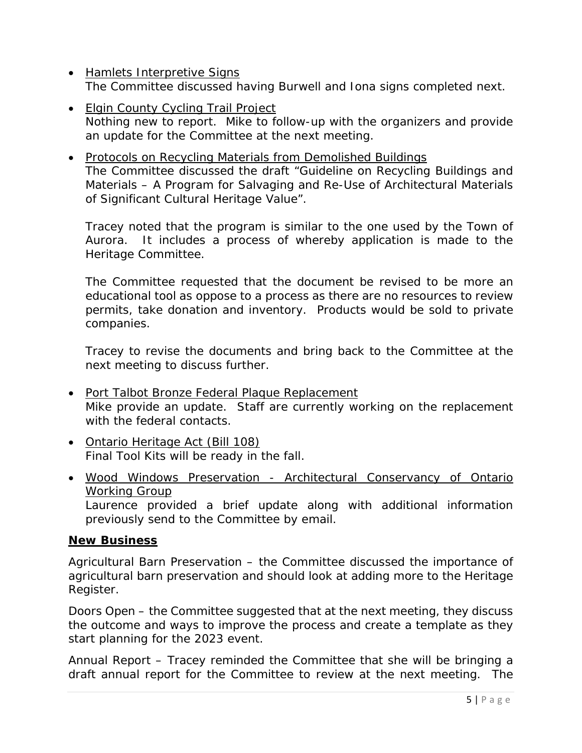- Hamlets Interpretive Signs
  The Committee discussed having Burwell and Iona signs completed next.

- Elgin County Cycling Trail Project
  Nothing new to report. Mike to follow-up with the organizers and provide an update for the Committee at the next meeting.

- Protocols on Recycling Materials from Demolished Buildings
  The Committee discussed the draft "Guideline on Recycling Buildings and Materials – A Program for Salvaging and Re-Use of Architectural Materials of Significant Cultural Heritage Value".

  Tracey noted that the program is similar to the one used by the Town of Aurora. It includes a process of whereby application is made to the Heritage Committee.

  The Committee requested that the document be revised to be more an educational tool as oppose to a process as there are no resources to review permits, take donation and inventory. Products would be sold to private companies.

  Tracey to revise the documents and bring back to the Committee at the next meeting to discuss further.

- Port Talbot Bronze Federal Plaque Replacement
  Mike provide an update. Staff are currently working on the replacement with the federal contacts.

- Ontario Heritage Act (Bill 108)
  Final Tool Kits will be ready in the fall.

- Wood Windows Preservation - Architectural Conservancy of Ontario Working Group
  Laurence provided a brief update along with additional information previously send to the Committee by email.

**New Business**

Agricultural Barn Preservation – the Committee discussed the importance of agricultural barn preservation and should look at adding more to the Heritage Register.

Doors Open – the Committee suggested that at the next meeting, they discuss the outcome and ways to improve the process and create a template as they start planning for the 2023 event.

Annual Report – Tracey reminded the Committee that she will be bringing a draft annual report for the Committee to review at the next meeting. The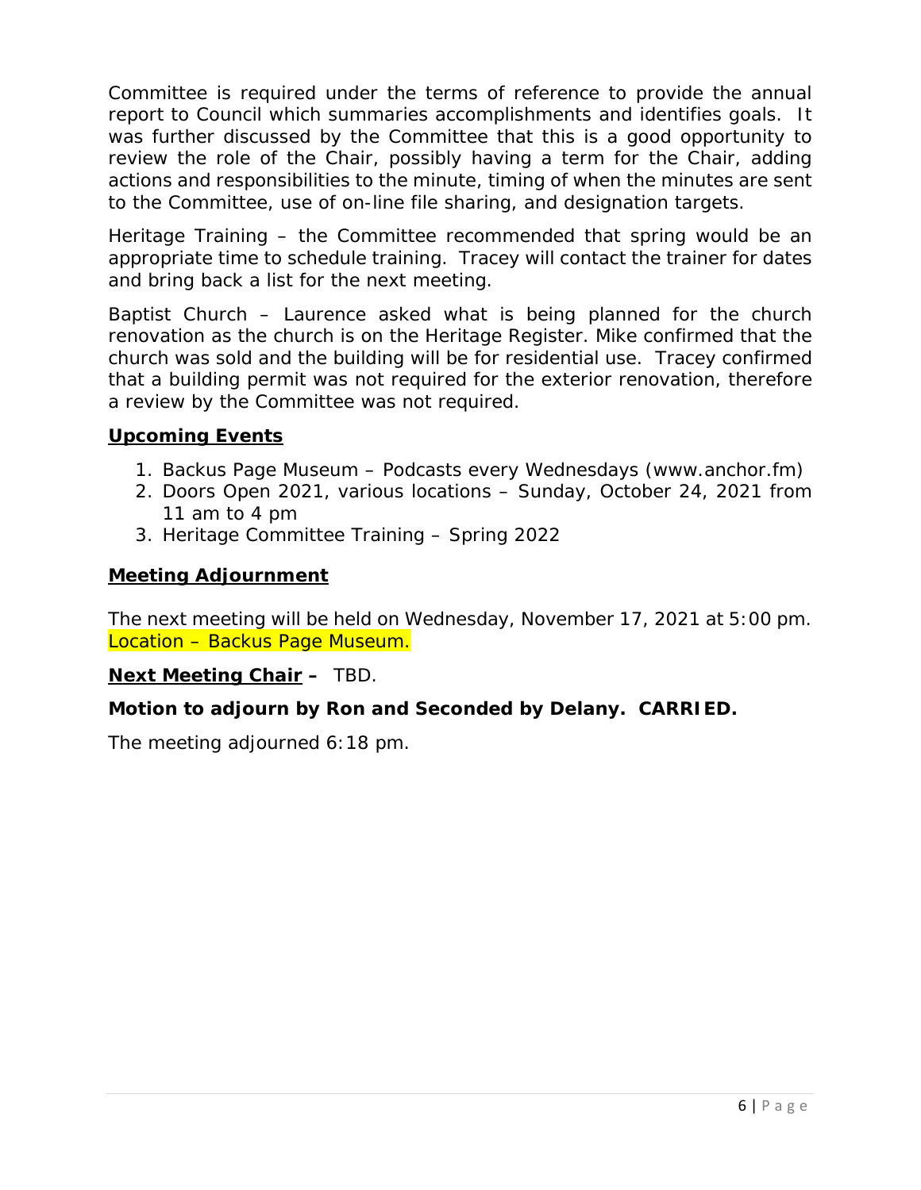Committee is required under the terms of reference to provide the annual report to Council which summaries accomplishments and identifies goals. It was further discussed by the Committee that this is a good opportunity to review the role of the Chair, possibly having a term for the Chair, adding actions and responsibilities to the minute, timing of when the minutes are sent to the Committee, use of on-line file sharing, and designation targets.

Heritage Training – the Committee recommended that spring would be an appropriate time to schedule training. Tracey will contact the trainer for dates and bring back a list for the next meeting.

Baptist Church – Laurence asked what is being planned for the church renovation as the church is on the Heritage Register. Mike confirmed that the church was sold and the building will be for residential use. Tracey confirmed that a building permit was not required for the exterior renovation, therefore a review by the Committee was not required.

**Upcoming Events**

1. Backus Page Museum – Podcasts every Wednesdays (www.anchor.fm)
2. Doors Open 2021, various locations – Sunday, October 24, 2021 from 11 am to 4 pm
3. Heritage Committee Training – Spring 2022

**Meeting Adjournment**

The next meeting will be held on Wednesday, November 17, 2021 at 5:00 pm. Location – Backus Page Museum.

**Next Meeting Chair –** TBD.

**Motion to adjourn by Ron and Seconded by Delany. CARRIED.**

The meeting adjourned 6:18 pm.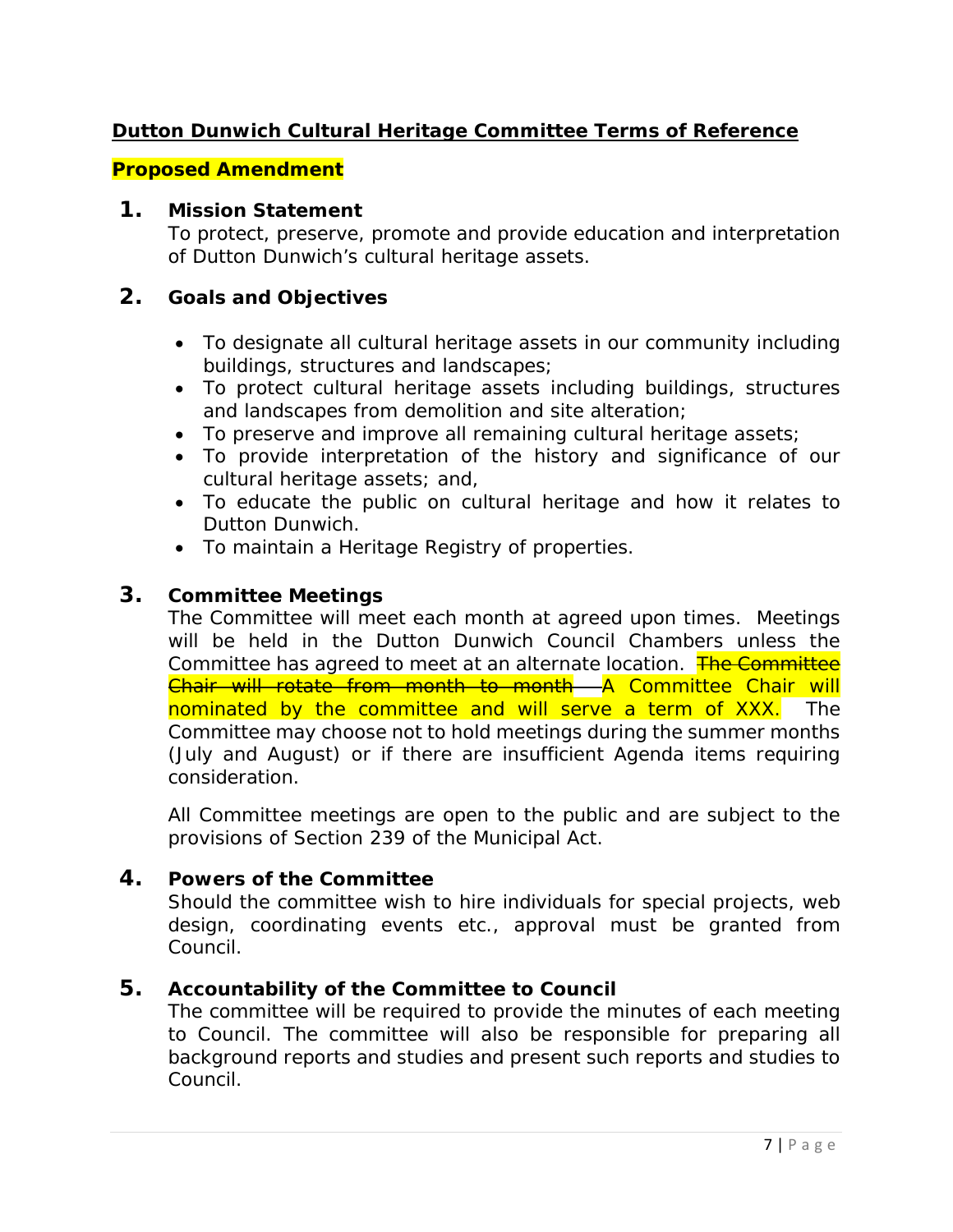**<u>Dutton Dunwich Cultural Heritage Committee Terms of Reference</u>**

**Proposed Amendment**

## 1. Mission Statement

To protect, preserve, promote and provide education and interpretation of Dutton Dunwich's cultural heritage assets.

## 2. Goals and Objectives

- To designate all cultural heritage assets in our community including buildings, structures and landscapes;
- To protect cultural heritage assets including buildings, structures and landscapes from demolition and site alteration;
- To preserve and improve all remaining cultural heritage assets;
- To provide interpretation of the history and significance of our cultural heritage assets; and,
- To educate the public on cultural heritage and how it relates to Dutton Dunwich.
- To maintain a Heritage Registry of properties.

## 3. Committee Meetings

The Committee will meet each month at agreed upon times. Meetings will be held in the Dutton Dunwich Council Chambers unless the Committee has agreed to meet at an alternate location. ~~The Committee Chair will rotate from month to month.~~ A Committee Chair will nominated by the committee and will serve a term of XXX. The Committee may choose not to hold meetings during the summer months (July and August) or if there are insufficient Agenda items requiring consideration.

All Committee meetings are open to the public and are subject to the provisions of Section 239 of the Municipal Act.

## 4. Powers of the Committee

Should the committee wish to hire individuals for special projects, web design, coordinating events etc., approval must be granted from Council.

## 5. Accountability of the Committee to Council

The committee will be required to provide the minutes of each meeting to Council. The committee will also be responsible for preparing all background reports and studies and present such reports and studies to Council.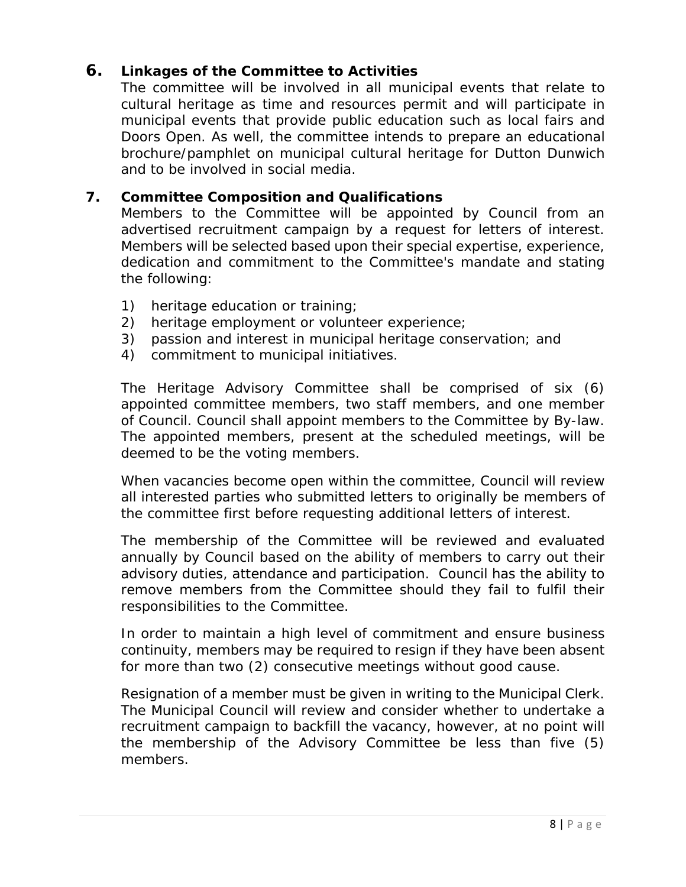## 6. Linkages of the Committee to Activities

The committee will be involved in all municipal events that relate to cultural heritage as time and resources permit and will participate in municipal events that provide public education such as local fairs and Doors Open. As well, the committee intends to prepare an educational brochure/pamphlet on municipal cultural heritage for Dutton Dunwich and to be involved in social media.

## 7. Committee Composition and Qualifications

Members to the Committee will be appointed by Council from an advertised recruitment campaign by a request for letters of interest. Members will be selected based upon their special expertise, experience, dedication and commitment to the Committee's mandate and stating the following:

1) heritage education or training;
2) heritage employment or volunteer experience;
3) passion and interest in municipal heritage conservation; and
4) commitment to municipal initiatives.

The Heritage Advisory Committee shall be comprised of six (6) appointed committee members, two staff members, and one member of Council. Council shall appoint members to the Committee by By-law. The appointed members, present at the scheduled meetings, will be deemed to be the voting members.

When vacancies become open within the committee, Council will review all interested parties who submitted letters to originally be members of the committee first before requesting additional letters of interest.

The membership of the Committee will be reviewed and evaluated annually by Council based on the ability of members to carry out their advisory duties, attendance and participation. Council has the ability to remove members from the Committee should they fail to fulfil their responsibilities to the Committee.

In order to maintain a high level of commitment and ensure business continuity, members may be required to resign if they have been absent for more than two (2) consecutive meetings without good cause.

Resignation of a member must be given in writing to the Municipal Clerk. The Municipal Council will review and consider whether to undertake a recruitment campaign to backfill the vacancy, however, at no point will the membership of the Advisory Committee be less than five (5) members.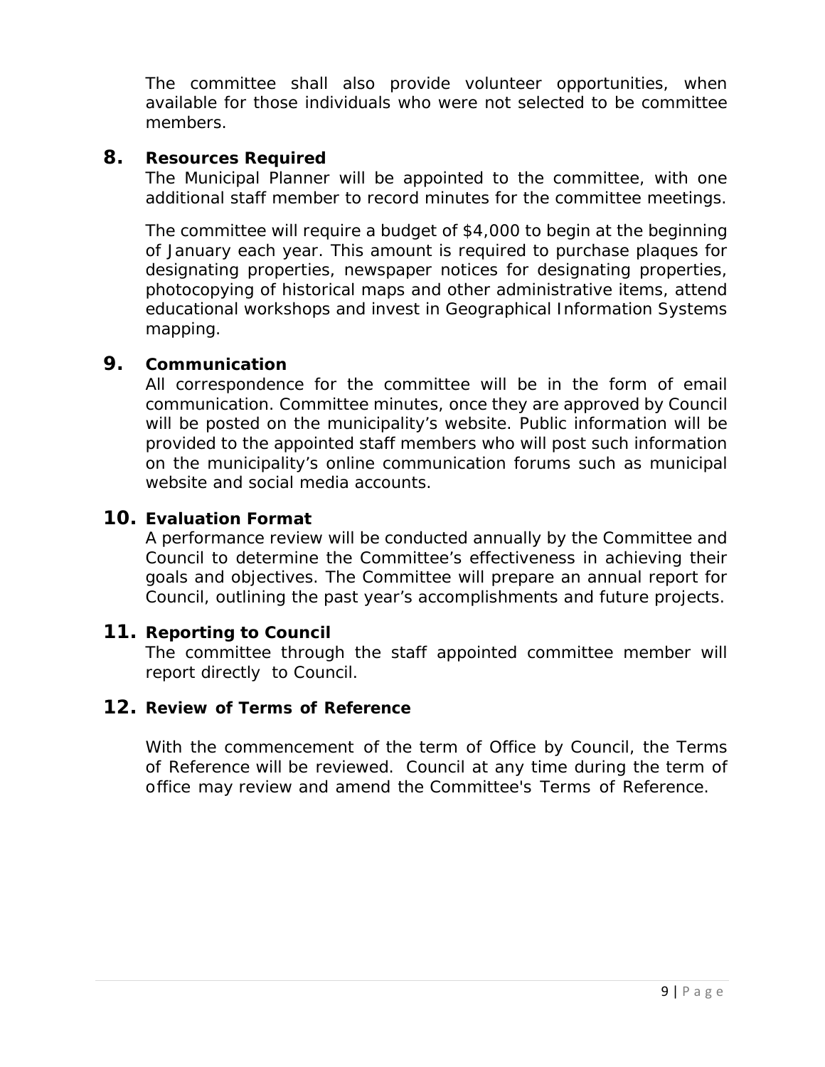The committee shall also provide volunteer opportunities, when available for those individuals who were not selected to be committee members.

## 8. Resources Required

The Municipal Planner will be appointed to the committee, with one additional staff member to record minutes for the committee meetings.

The committee will require a budget of $4,000 to begin at the beginning of January each year. This amount is required to purchase plaques for designating properties, newspaper notices for designating properties, photocopying of historical maps and other administrative items, attend educational workshops and invest in Geographical Information Systems mapping.

## 9. Communication

All correspondence for the committee will be in the form of email communication. Committee minutes, once they are approved by Council will be posted on the municipality's website. Public information will be provided to the appointed staff members who will post such information on the municipality's online communication forums such as municipal website and social media accounts.

## 10. Evaluation Format

A performance review will be conducted annually by the Committee and Council to determine the Committee's effectiveness in achieving their goals and objectives. The Committee will prepare an annual report for Council, outlining the past year's accomplishments and future projects.

## 11. Reporting to Council

The committee through the staff appointed committee member will report directly to Council.

## 12. Review of Terms of Reference

With the commencement of the term of Office by Council, the Terms of Reference will be reviewed. Council at any time during the term of office may review and amend the Committee's Terms of Reference.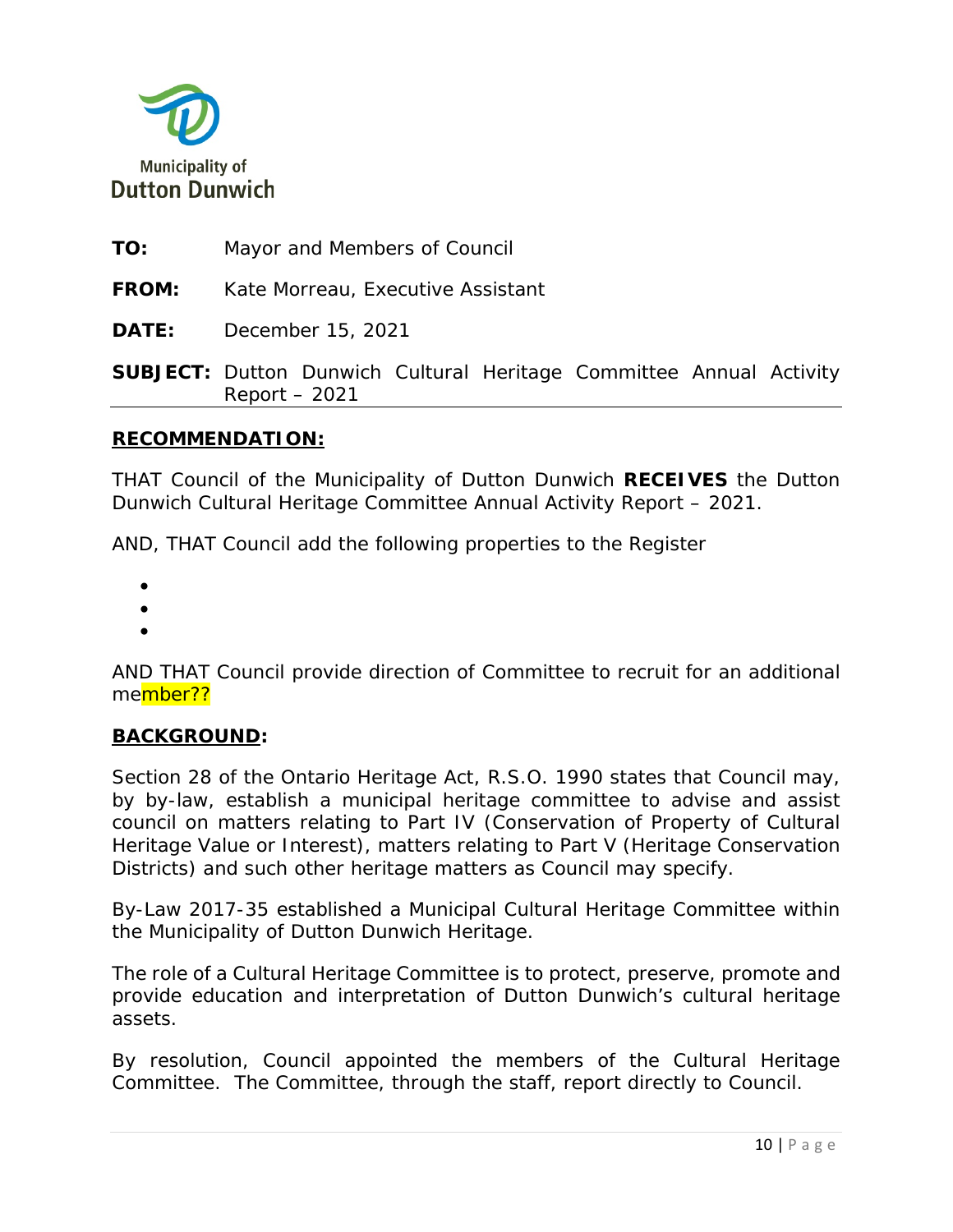Municipality of
Dutton Dunwich

**TO:** Mayor and Members of Council

**FROM:** Kate Morreau, Executive Assistant

**DATE:** December 15, 2021

**SUBJECT:** Dutton Dunwich Cultural Heritage Committee Annual Activity Report – 2021

## RECOMMENDATION:

THAT Council of the Municipality of Dutton Dunwich **RECEIVES** the Dutton Dunwich Cultural Heritage Committee Annual Activity Report – 2021.

AND, THAT Council add the following properties to the Register

- 
- 
- 

AND THAT Council provide direction of Committee to recruit for an additional member??

## BACKGROUND:

Section 28 of the Ontario Heritage Act, R.S.O. 1990 states that Council may, by by-law, establish a municipal heritage committee to advise and assist council on matters relating to Part IV (Conservation of Property of Cultural Heritage Value or Interest), matters relating to Part V (Heritage Conservation Districts) and such other heritage matters as Council may specify.

By-Law 2017-35 established a Municipal Cultural Heritage Committee within the Municipality of Dutton Dunwich Heritage.

The role of a Cultural Heritage Committee is to protect, preserve, promote and provide education and interpretation of Dutton Dunwich's cultural heritage assets.

By resolution, Council appointed the members of the Cultural Heritage Committee. The Committee, through the staff, report directly to Council.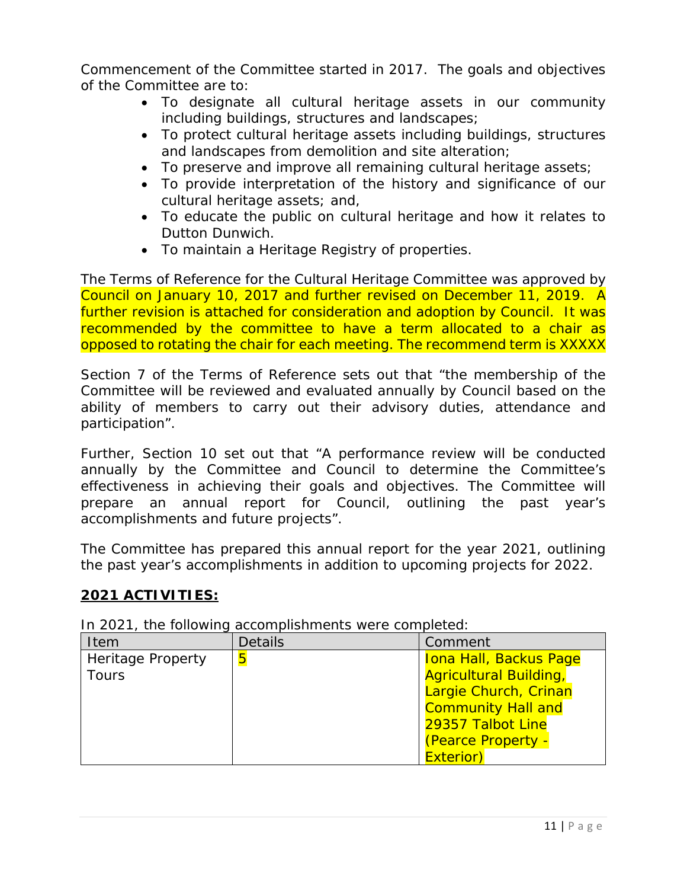Commencement of the Committee started in 2017. The goals and objectives of the Committee are to:

- To designate all cultural heritage assets in our community including buildings, structures and landscapes;
- To protect cultural heritage assets including buildings, structures and landscapes from demolition and site alteration;
- To preserve and improve all remaining cultural heritage assets;
- To provide interpretation of the history and significance of our cultural heritage assets; and,
- To educate the public on cultural heritage and how it relates to Dutton Dunwich.
- To maintain a Heritage Registry of properties.

The Terms of Reference for the Cultural Heritage Committee was approved by Council on January 10, 2017 and further revised on December 11, 2019. A further revision is attached for consideration and adoption by Council. It was recommended by the committee to have a term allocated to a chair as opposed to rotating the chair for each meeting. The recommend term is XXXXX

Section 7 of the Terms of Reference sets out that "the membership of the Committee will be reviewed and evaluated annually by Council based on the ability of members to carry out their advisory duties, attendance and participation".

Further, Section 10 set out that "A performance review will be conducted annually by the Committee and Council to determine the Committee's effectiveness in achieving their goals and objectives. The Committee will prepare an annual report for Council, outlining the past year's accomplishments and future projects".

The Committee has prepared this annual report for the year 2021, outlining the past year's accomplishments in addition to upcoming projects for 2022.

## 2021 ACTIVITIES:

In 2021, the following accomplishments were completed:

| Item | Details | Comment |
|---|---|---|
| Heritage Property Tours | 5 | Iona Hall, Backus Page Agricultural Building, Largie Church, Crinan Community Hall and 29357 Talbot Line (Pearce Property - Exterior) |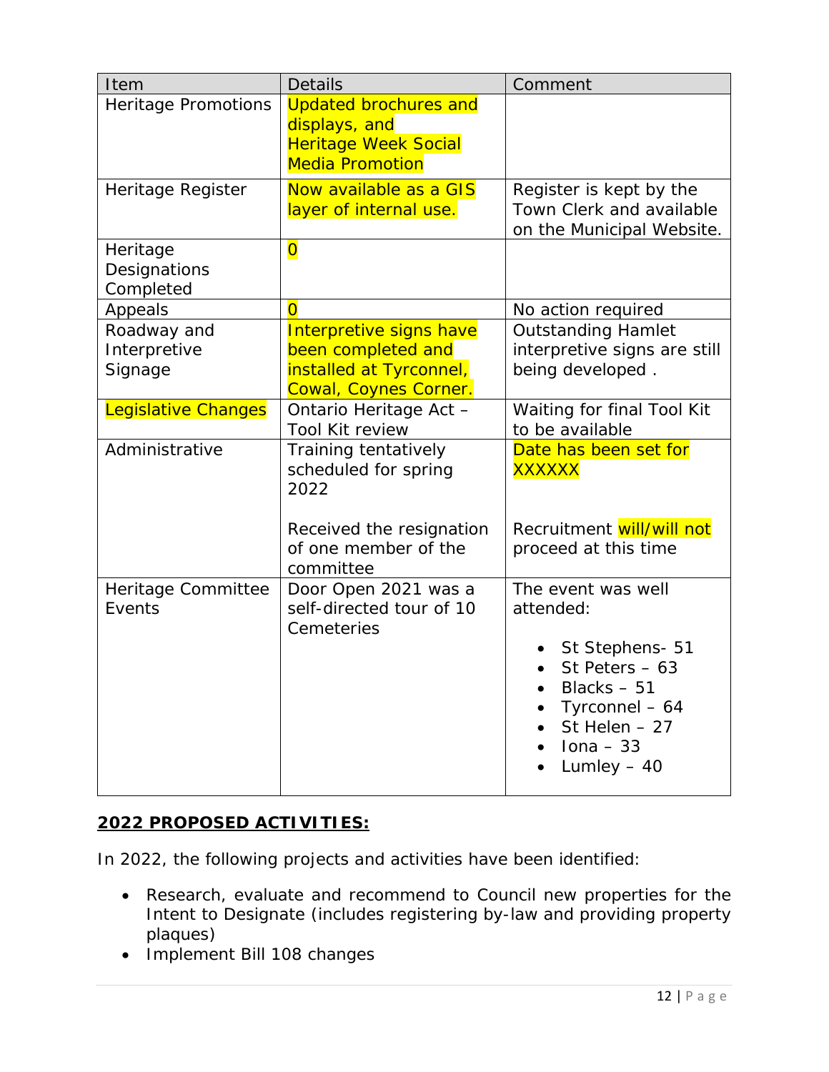| Item | Details | Comment |
|---|---|---|
| Heritage Promotions | Updated brochures and displays, and Heritage Week Social Media Promotion | |
| Heritage Register | Now available as a GIS layer of internal use. | Register is kept by the Town Clerk and available on the Municipal Website. |
| Heritage Designations Completed | 0 | |
| Appeals | 0 | No action required |
| Roadway and Interpretive Signage | Interpretive signs have been completed and installed at Tyrconnel, Cowal, Coynes Corner. | Outstanding Hamlet interpretive signs are still being developed . |
| Legislative Changes | Ontario Heritage Act – Tool Kit review | Waiting for final Tool Kit to be available |
| Administrative | Training tentatively scheduled for spring 2022<br><br>Received the resignation of one member of the committee | Date has been set for XXXXXX<br><br>Recruitment will/will not proceed at this time |
| Heritage Committee Events | Door Open 2021 was a self-directed tour of 10 Cemeteries | The event was well attended:<br>• St Stephens- 51<br>• St Peters – 63<br>• Blacks – 51<br>• Tyrconnel – 64<br>• St Helen – 27<br>• Iona – 33<br>• Lumley – 40 |

## **2022 PROPOSED ACTIVITIES:**

In 2022, the following projects and activities have been identified:

- Research, evaluate and recommend to Council new properties for the Intent to Designate (includes registering by-law and providing property plaques)
- Implement Bill 108 changes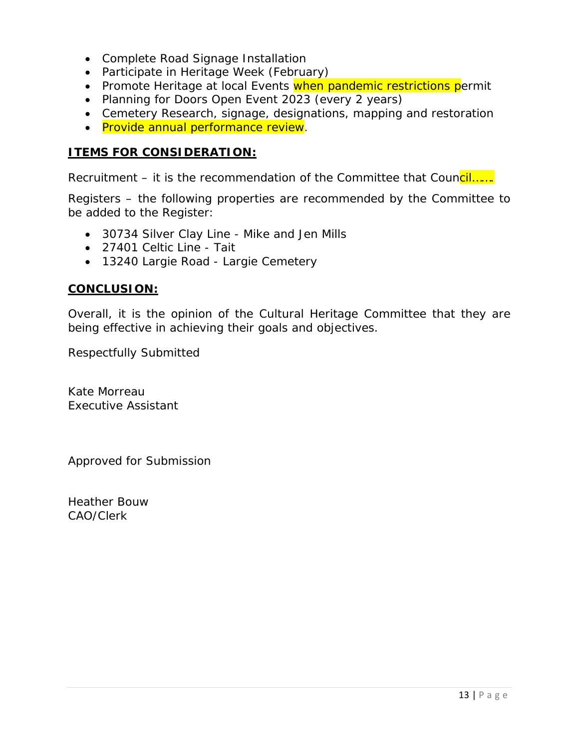- Complete Road Signage Installation
- Participate in Heritage Week (February)
- Promote Heritage at local Events when pandemic restrictions permit
- Planning for Doors Open Event 2023 (every 2 years)
- Cemetery Research, signage, designations, mapping and restoration
- Provide annual performance review.

## ITEMS FOR CONSIDERATION:

Recruitment – it is the recommendation of the Committee that Council…….

Registers – the following properties are recommended by the Committee to be added to the Register:

- 30734 Silver Clay Line - Mike and Jen Mills
- 27401 Celtic Line - Tait
- 13240 Largie Road - Largie Cemetery

## CONCLUSION:

Overall, it is the opinion of the Cultural Heritage Committee that they are being effective in achieving their goals and objectives.

Respectfully Submitted

Kate Morreau
Executive Assistant

Approved for Submission

Heather Bouw
CAO/Clerk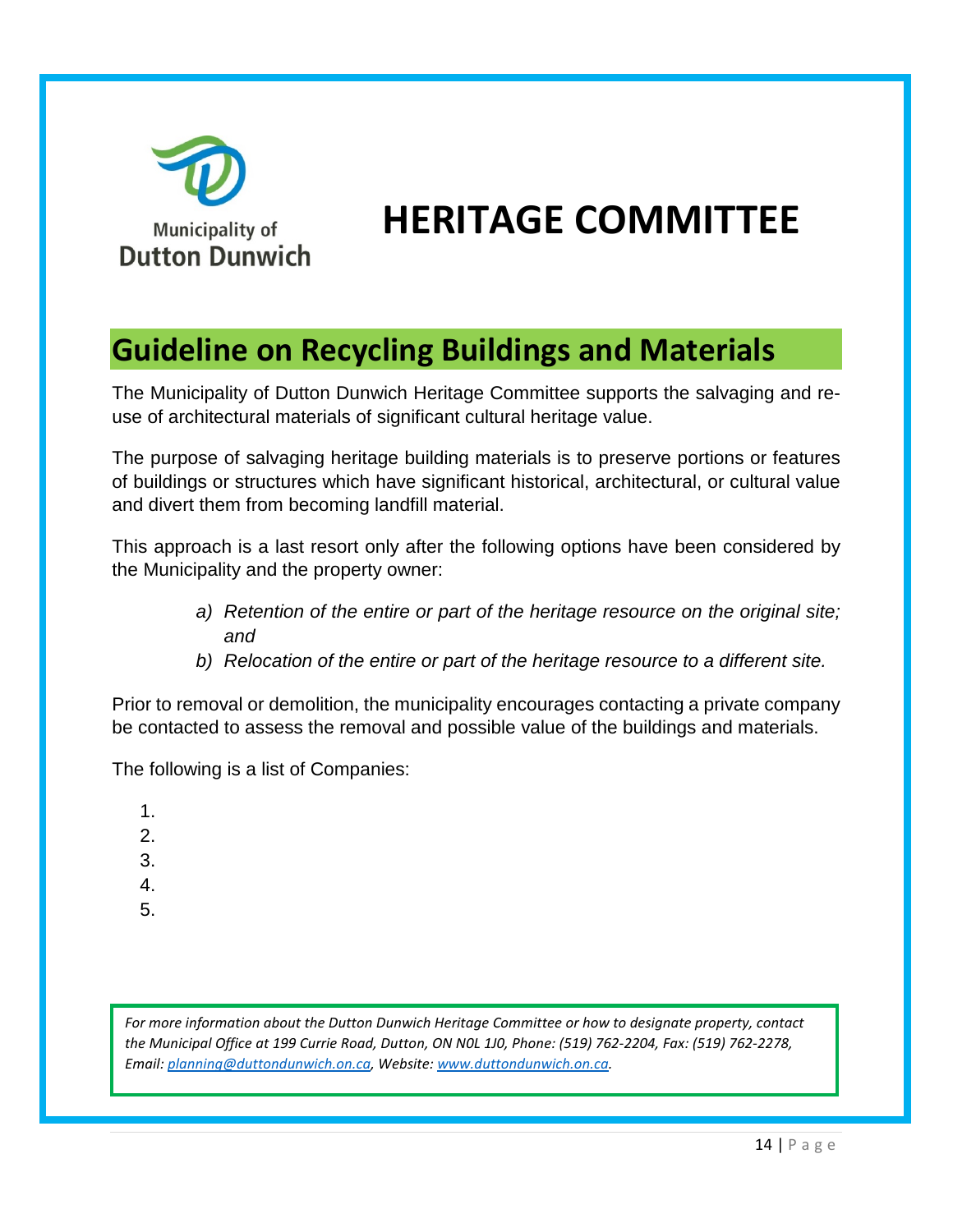Municipality of Dutton Dunwich

# HERITAGE COMMITTEE

## Guideline on Recycling Buildings and Materials

The Municipality of Dutton Dunwich Heritage Committee supports the salvaging and re-use of architectural materials of significant cultural heritage value.

The purpose of salvaging heritage building materials is to preserve portions or features of buildings or structures which have significant historical, architectural, or cultural value and divert them from becoming landfill material.

This approach is a last resort only after the following options have been considered by the Municipality and the property owner:

a) *Retention of the entire or part of the heritage resource on the original site; and*
b) *Relocation of the entire or part of the heritage resource to a different site.*

Prior to removal or demolition, the municipality encourages contacting a private company be contacted to assess the removal and possible value of the buildings and materials.

The following is a list of Companies:

1.
2.
3.
4.
5.

*For more information about the Dutton Dunwich Heritage Committee or how to designate property, contact the Municipal Office at 199 Currie Road, Dutton, ON N0L 1J0, Phone: (519) 762-2204, Fax: (519) 762-2278, Email: planning@duttondunwich.on.ca, Website: www.duttondunwich.on.ca.*